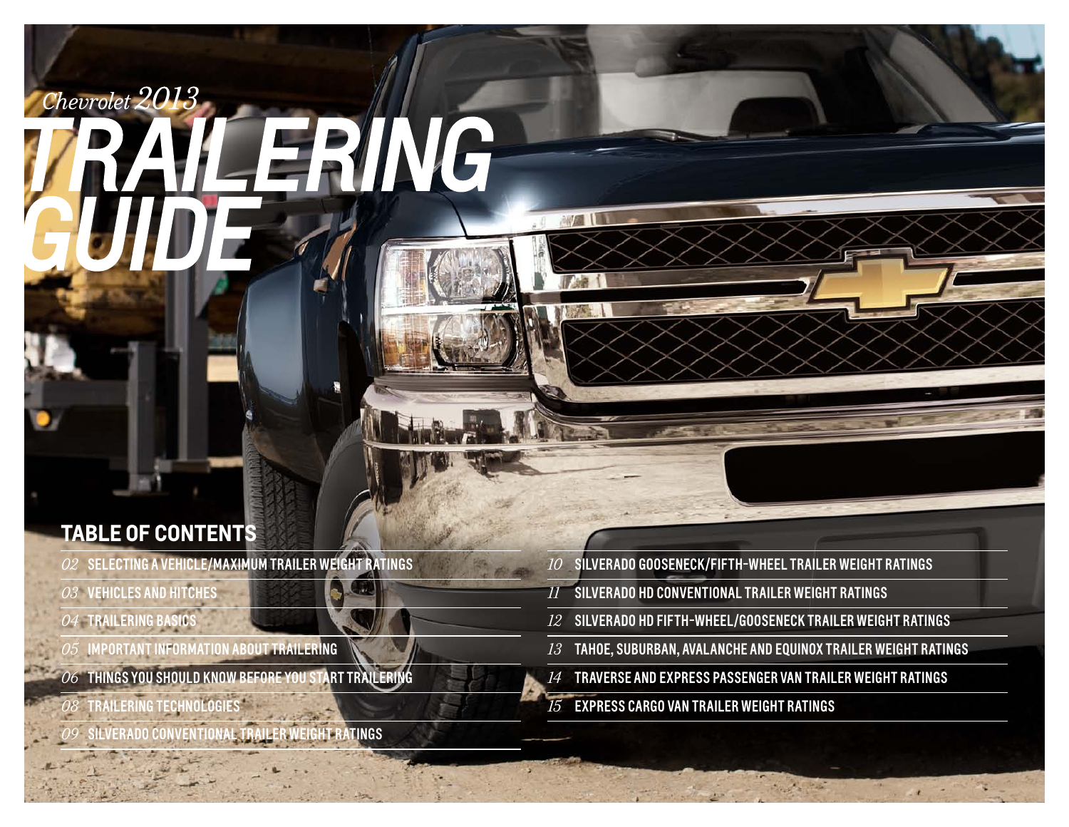*Chevrolet 2013*

# TRAILERING GUIDE

## TABLE OF CONTENTS

- *02* SELECTING A VEHICLE/MAXIMUM TRAILER WEIGHT RATINGS
- *03* VEHICLES AND HITCHES
- *04* TRAILERING BASICS
- *05* IMPORTANT INFORMATION ABOUT TRAILERING
- *06* THINGS YOU SHOULD KNOW BEFORE YOU START TRAILERING
- *08* TRAILERING TECHNOLOGIES
- *09* SILVERADO CONVENTIONAL TRAILER WEIGHT RATINGS
- *10* SILVERADO GOOSENECK/FIFTH-WHEEL TRAILER WEIGHT RATINGS
- *11* SILVERADO HD CONVENTIONAL TRAILER WEIGHT RATINGS
- *12* SILVERADO HD FIFTH-WHEEL/GOOSENECK TRAILER WEIGHT RATINGS
- *13* TAHOE, SUBURBAN, AVALANCHE AND EQUINOX TRAILER WEIGHT RATINGS
- *14* TRAVERSE AND EXPRESS PASSENGER VAN TRAILER WEIGHT RATINGS
- *15* EXPRESS CARGO VAN TRAILER WEIGHT RATINGS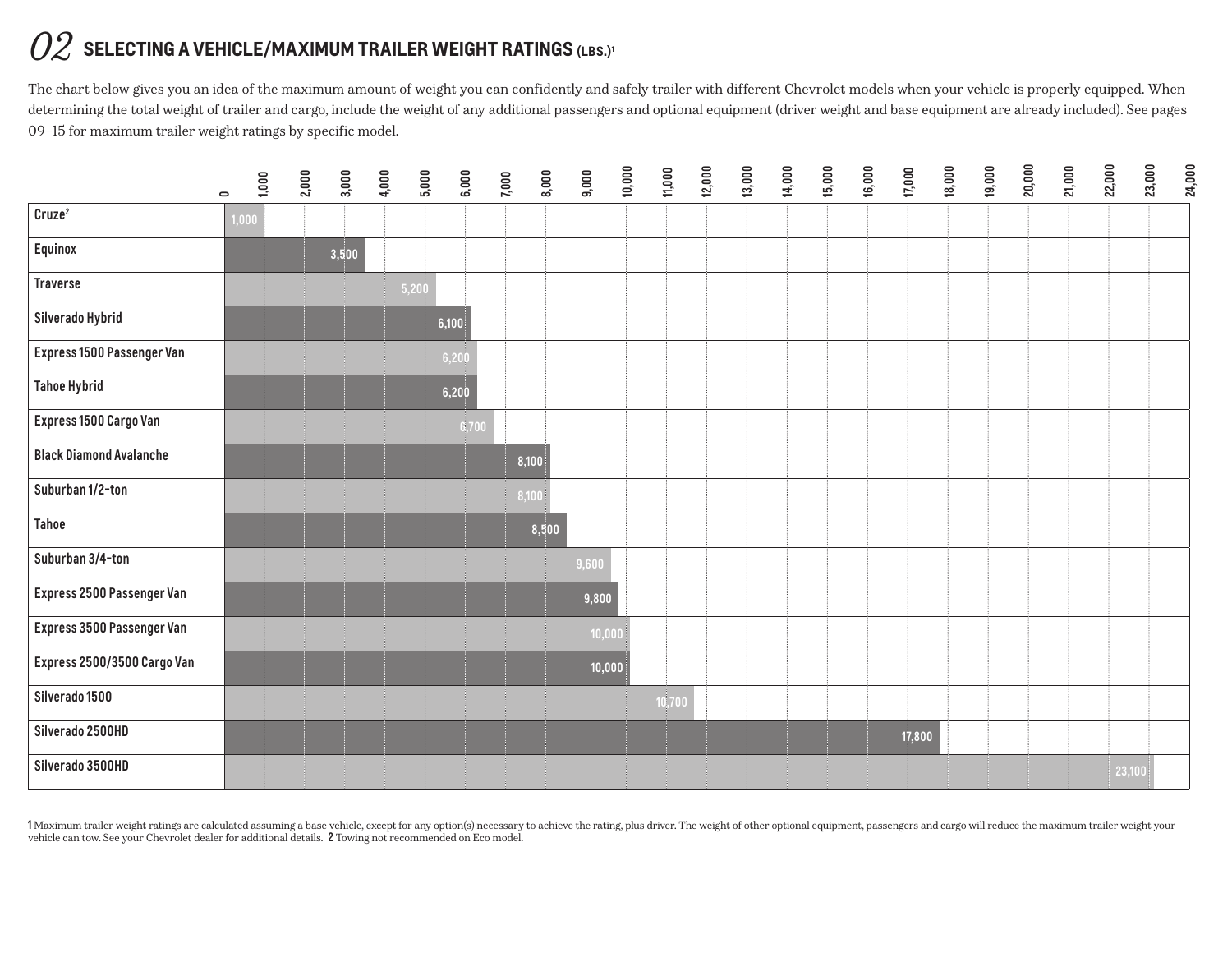## 02 SELECTING A VEHICLE/MAXIMUM TRAILER WEIGHT RATINGS (LBS.)[1]

The chart below gives you an idea of the maximum amount of weight you can confidently and safely trailer with different Chevrolet models when your vehicle is properly equipped. When determining the total weight of trailer and cargo, include the weight of any additional passengers and optional equipment (driver weight and base equipment are already included). See pages 09–15 for maximum trailer weight ratings by specific model.

| Vehicle | Maximum Trailer Weight Rating (lbs.) |
|---|---|
| Cruze[2] | 1,000 |
| Equinox | 3,500 |
| Traverse | 5,200 |
| Silverado Hybrid | 6,100 |
| Express 1500 Passenger Van | 6,200 |
| Tahoe Hybrid | 6,200 |
| Express 1500 Cargo Van | 6,700 |
| Black Diamond Avalanche | 8,100 |
| Suburban 1/2-ton | 8,100 |
| Tahoe | 8,500 |
| Suburban 3/4-ton | 9,600 |
| Express 2500 Passenger Van | 9,800 |
| Express 3500 Passenger Van | 10,000 |
| Express 2500/3500 Cargo Van | 10,000 |
| Silverado 1500 | 10,700 |
| Silverado 2500HD | 17,800 |
| Silverado 3500HD | 23,100 |

**1** Maximum trailer weight ratings are calculated assuming a base vehicle, except for any option(s) necessary to achieve the rating, plus driver. The weight of other optional equipment, passengers and cargo will reduce the maximum trailer weight your vehicle can tow. See your Chevrolet dealer for additional details. **2** Towing not recommended on Eco model.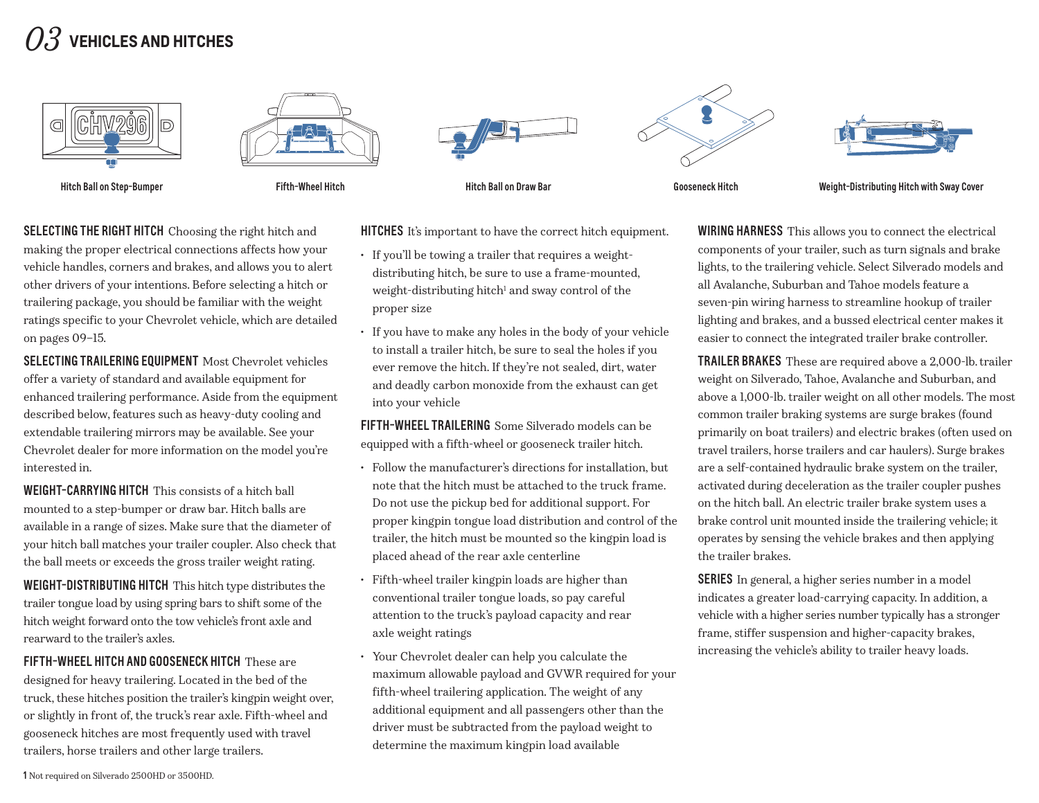# 03 VEHICLES AND HITCHES

Hitch Ball on Step-Bumper

Fifth-Wheel Hitch

Hitch Ball on Draw Bar

Gooseneck Hitch

Weight-Distributing Hitch with Sway Cover

**SELECTING THE RIGHT HITCH** Choosing the right hitch and making the proper electrical connections affects how your vehicle handles, corners and brakes, and allows you to alert other drivers of your intentions. Before selecting a hitch or trailering package, you should be familiar with the weight ratings specific to your Chevrolet vehicle, which are detailed on pages 09–15.

**SELECTING TRAILERING EQUIPMENT** Most Chevrolet vehicles offer a variety of standard and available equipment for enhanced trailering performance. Aside from the equipment described below, features such as heavy-duty cooling and extendable trailering mirrors may be available. See your Chevrolet dealer for more information on the model you're interested in.

**WEIGHT-CARRYING HITCH** This consists of a hitch ball mounted to a step-bumper or draw bar. Hitch balls are available in a range of sizes. Make sure that the diameter of your hitch ball matches your trailer coupler. Also check that the ball meets or exceeds the gross trailer weight rating.

**WEIGHT-DISTRIBUTING HITCH** This hitch type distributes the trailer tongue load by using spring bars to shift some of the hitch weight forward onto the tow vehicle's front axle and rearward to the trailer's axles.

**FIFTH-WHEEL HITCH AND GOOSENECK HITCH** These are designed for heavy trailering. Located in the bed of the truck, these hitches position the trailer's kingpin weight over, or slightly in front of, the truck's rear axle. Fifth-wheel and gooseneck hitches are most frequently used with travel trailers, horse trailers and other large trailers.

**HITCHES** It's important to have the correct hitch equipment.

- If you'll be towing a trailer that requires a weight-distributing hitch, be sure to use a frame-mounted, weight-distributing hitch[1] and sway control of the proper size
- If you have to make any holes in the body of your vehicle to install a trailer hitch, be sure to seal the holes if you ever remove the hitch. If they're not sealed, dirt, water and deadly carbon monoxide from the exhaust can get into your vehicle

**FIFTH-WHEEL TRAILERING** Some Silverado models can be equipped with a fifth-wheel or gooseneck trailer hitch.

- Follow the manufacturer's directions for installation, but note that the hitch must be attached to the truck frame. Do not use the pickup bed for additional support. For proper kingpin tongue load distribution and control of the trailer, the hitch must be mounted so the kingpin load is placed ahead of the rear axle centerline
- Fifth-wheel trailer kingpin loads are higher than conventional trailer tongue loads, so pay careful attention to the truck's payload capacity and rear axle weight ratings
- Your Chevrolet dealer can help you calculate the maximum allowable payload and GVWR required for your fifth-wheel trailering application. The weight of any additional equipment and all passengers other than the driver must be subtracted from the payload weight to determine the maximum kingpin load available

**WIRING HARNESS** This allows you to connect the electrical components of your trailer, such as turn signals and brake lights, to the trailering vehicle. Select Silverado models and all Avalanche, Suburban and Tahoe models feature a seven-pin wiring harness to streamline hookup of trailer lighting and brakes, and a bussed electrical center makes it easier to connect the integrated trailer brake controller.

**TRAILER BRAKES** These are required above a 2,000-lb. trailer weight on Silverado, Tahoe, Avalanche and Suburban, and above a 1,000-lb. trailer weight on all other models. The most common trailer braking systems are surge brakes (found primarily on boat trailers) and electric brakes (often used on travel trailers, horse trailers and car haulers). Surge brakes are a self-contained hydraulic brake system on the trailer, activated during deceleration as the trailer coupler pushes on the hitch ball. An electric trailer brake system uses a brake control unit mounted inside the trailering vehicle; it operates by sensing the vehicle brakes and then applying the trailer brakes.

**SERIES** In general, a higher series number in a model indicates a greater load-carrying capacity. In addition, a vehicle with a higher series number typically has a stronger frame, stiffer suspension and higher-capacity brakes, increasing the vehicle's ability to trailer heavy loads.

1 Not required on Silverado 2500HD or 3500HD.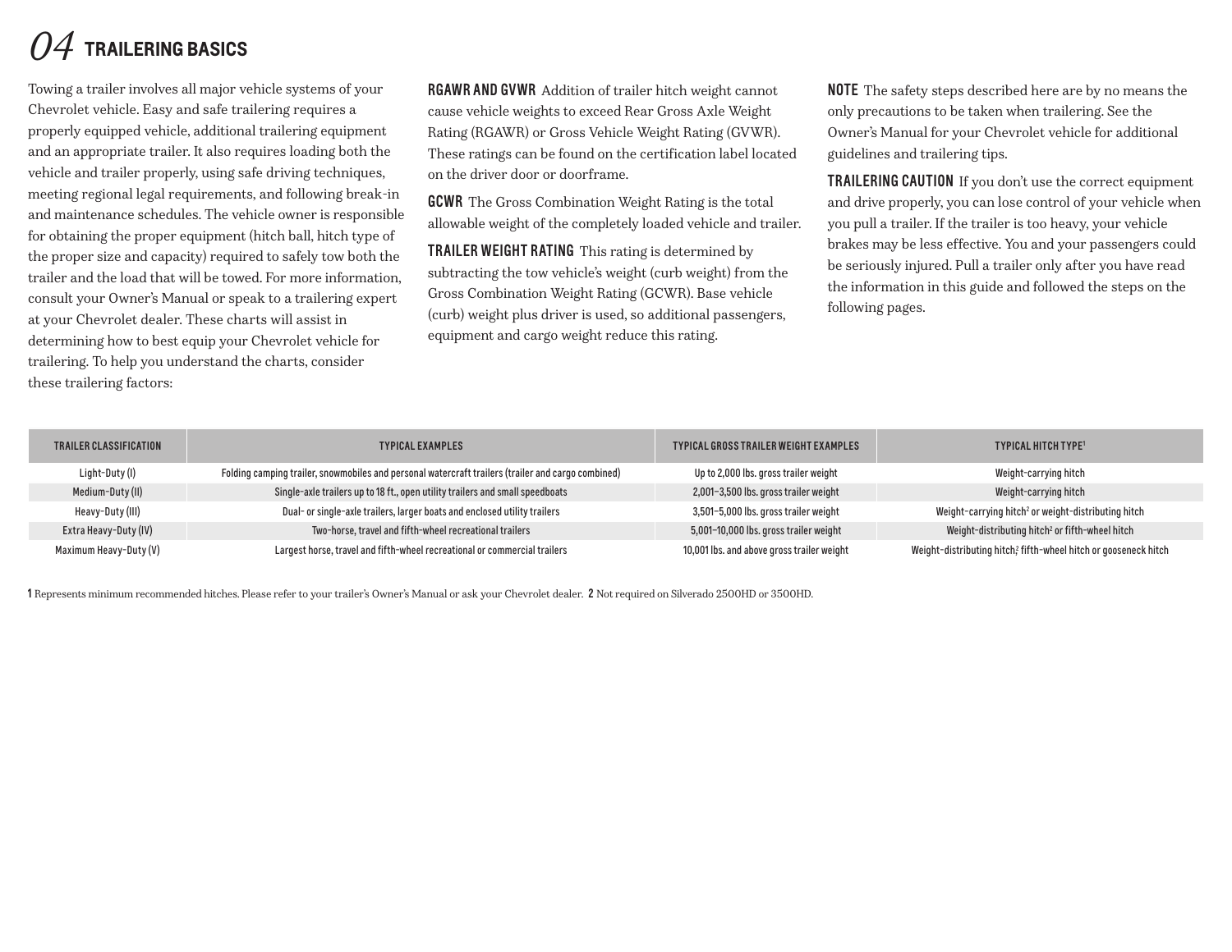# 04 TRAILERING BASICS

Towing a trailer involves all major vehicle systems of your Chevrolet vehicle. Easy and safe trailering requires a properly equipped vehicle, additional trailering equipment and an appropriate trailer. It also requires loading both the vehicle and trailer properly, using safe driving techniques, meeting regional legal requirements, and following break-in and maintenance schedules. The vehicle owner is responsible for obtaining the proper equipment (hitch ball, hitch type of the proper size and capacity) required to safely tow both the trailer and the load that will be towed. For more information, consult your Owner's Manual or speak to a trailering expert at your Chevrolet dealer. These charts will assist in determining how to best equip your Chevrolet vehicle for trailering. To help you understand the charts, consider these trailering factors:

**RGAWR AND GVWR** Addition of trailer hitch weight cannot cause vehicle weights to exceed Rear Gross Axle Weight Rating (RGAWR) or Gross Vehicle Weight Rating (GVWR). These ratings can be found on the certification label located on the driver door or doorframe.

**GCWR** The Gross Combination Weight Rating is the total allowable weight of the completely loaded vehicle and trailer.

**TRAILER WEIGHT RATING** This rating is determined by subtracting the tow vehicle's weight (curb weight) from the Gross Combination Weight Rating (GCWR). Base vehicle (curb) weight plus driver is used, so additional passengers, equipment and cargo weight reduce this rating.

**NOTE** The safety steps described here are by no means the only precautions to be taken when trailering. See the Owner's Manual for your Chevrolet vehicle for additional guidelines and trailering tips.

**TRAILERING CAUTION** If you don't use the correct equipment and drive properly, you can lose control of your vehicle when you pull a trailer. If the trailer is too heavy, your vehicle brakes may be less effective. You and your passengers could be seriously injured. Pull a trailer only after you have read the information in this guide and followed the steps on the following pages.

| TRAILER CLASSIFICATION | TYPICAL EXAMPLES | TYPICAL GROSS TRAILER WEIGHT EXAMPLES | TYPICAL HITCH TYPE[1] |
|---|---|---|---|
| Light-Duty (I) | Folding camping trailer, snowmobiles and personal watercraft trailers (trailer and cargo combined) | Up to 2,000 lbs. gross trailer weight | Weight-carrying hitch |
| Medium-Duty (II) | Single-axle trailers up to 18 ft., open utility trailers and small speedboats | 2,001–3,500 lbs. gross trailer weight | Weight-carrying hitch |
| Heavy-Duty (III) | Dual- or single-axle trailers, larger boats and enclosed utility trailers | 3,501–5,000 lbs. gross trailer weight | Weight-carrying hitch[2] or weight-distributing hitch |
| Extra Heavy-Duty (IV) | Two-horse, travel and fifth-wheel recreational trailers | 5,001–10,000 lbs. gross trailer weight | Weight-distributing hitch[2] or fifth-wheel hitch |
| Maximum Heavy-Duty (V) | Largest horse, travel and fifth-wheel recreational or commercial trailers | 10,001 lbs. and above gross trailer weight | Weight-distributing hitch,[2] fifth-wheel hitch or gooseneck hitch |

**1** Represents minimum recommended hitches. Please refer to your trailer's Owner's Manual or ask your Chevrolet dealer. **2** Not required on Silverado 2500HD or 3500HD.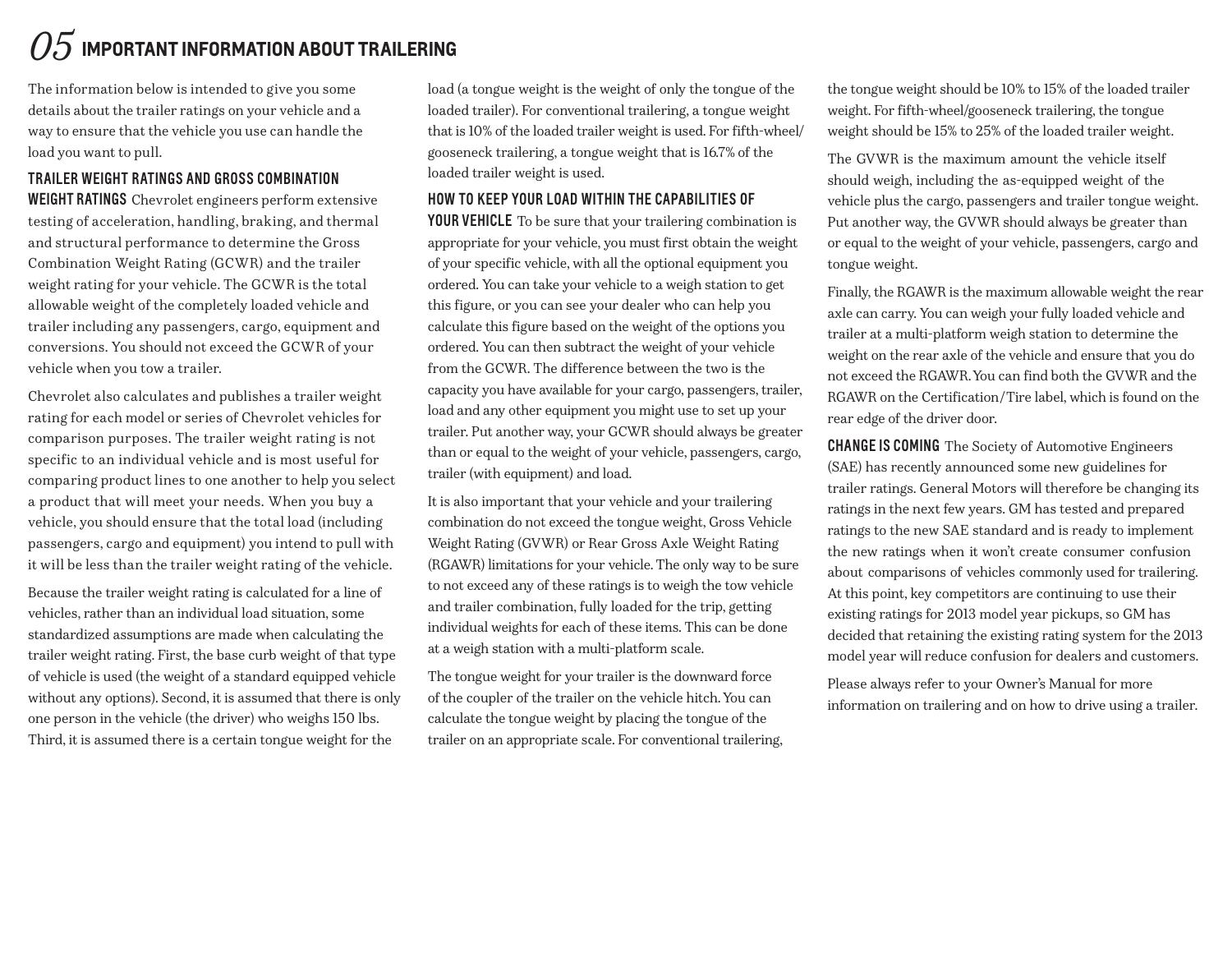# 05 IMPORTANT INFORMATION ABOUT TRAILERING

The information below is intended to give you some details about the trailer ratings on your vehicle and a way to ensure that the vehicle you use can handle the load you want to pull.

**TRAILER WEIGHT RATINGS AND GROSS COMBINATION WEIGHT RATINGS** Chevrolet engineers perform extensive testing of acceleration, handling, braking, and thermal and structural performance to determine the Gross Combination Weight Rating (GCWR) and the trailer weight rating for your vehicle. The GCWR is the total allowable weight of the completely loaded vehicle and trailer including any passengers, cargo, equipment and conversions. You should not exceed the GCWR of your vehicle when you tow a trailer.

Chevrolet also calculates and publishes a trailer weight rating for each model or series of Chevrolet vehicles for comparison purposes. The trailer weight rating is not specific to an individual vehicle and is most useful for comparing product lines to one another to help you select a product that will meet your needs. When you buy a vehicle, you should ensure that the total load (including passengers, cargo and equipment) you intend to pull with it will be less than the trailer weight rating of the vehicle.

Because the trailer weight rating is calculated for a line of vehicles, rather than an individual load situation, some standardized assumptions are made when calculating the trailer weight rating. First, the base curb weight of that type of vehicle is used (the weight of a standard equipped vehicle without any options). Second, it is assumed that there is only one person in the vehicle (the driver) who weighs 150 lbs. Third, it is assumed there is a certain tongue weight for the load (a tongue weight is the weight of only the tongue of the loaded trailer). For conventional trailering, a tongue weight that is 10% of the loaded trailer weight is used. For fifth-wheel/gooseneck trailering, a tongue weight that is 16.7% of the loaded trailer weight is used.

**HOW TO KEEP YOUR LOAD WITHIN THE CAPABILITIES OF YOUR VEHICLE** To be sure that your trailering combination is appropriate for your vehicle, you must first obtain the weight of your specific vehicle, with all the optional equipment you ordered. You can take your vehicle to a weigh station to get this figure, or you can see your dealer who can help you calculate this figure based on the weight of the options you ordered. You can then subtract the weight of your vehicle from the GCWR. The difference between the two is the capacity you have available for your cargo, passengers, trailer, load and any other equipment you might use to set up your trailer. Put another way, your GCWR should always be greater than or equal to the weight of your vehicle, passengers, cargo, trailer (with equipment) and load.

It is also important that your vehicle and your trailering combination do not exceed the tongue weight, Gross Vehicle Weight Rating (GVWR) or Rear Gross Axle Weight Rating (RGAWR) limitations for your vehicle. The only way to be sure to not exceed any of these ratings is to weigh the tow vehicle and trailer combination, fully loaded for the trip, getting individual weights for each of these items. This can be done at a weigh station with a multi-platform scale.

The tongue weight for your trailer is the downward force of the coupler of the trailer on the vehicle hitch. You can calculate the tongue weight by placing the tongue of the trailer on an appropriate scale. For conventional trailering, the tongue weight should be 10% to 15% of the loaded trailer weight. For fifth-wheel/gooseneck trailering, the tongue weight should be 15% to 25% of the loaded trailer weight.

The GVWR is the maximum amount the vehicle itself should weigh, including the as-equipped weight of the vehicle plus the cargo, passengers and trailer tongue weight. Put another way, the GVWR should always be greater than or equal to the weight of your vehicle, passengers, cargo and tongue weight.

Finally, the RGAWR is the maximum allowable weight the rear axle can carry. You can weigh your fully loaded vehicle and trailer at a multi-platform weigh station to determine the weight on the rear axle of the vehicle and ensure that you do not exceed the RGAWR. You can find both the GVWR and the RGAWR on the Certification/Tire label, which is found on the rear edge of the driver door.

**CHANGE IS COMING** The Society of Automotive Engineers (SAE) has recently announced some new guidelines for trailer ratings. General Motors will therefore be changing its ratings in the next few years. GM has tested and prepared ratings to the new SAE standard and is ready to implement the new ratings when it won't create consumer confusion about comparisons of vehicles commonly used for trailering. At this point, key competitors are continuing to use their existing ratings for 2013 model year pickups, so GM has decided that retaining the existing rating system for the 2013 model year will reduce confusion for dealers and customers.

Please always refer to your Owner's Manual for more information on trailering and on how to drive using a trailer.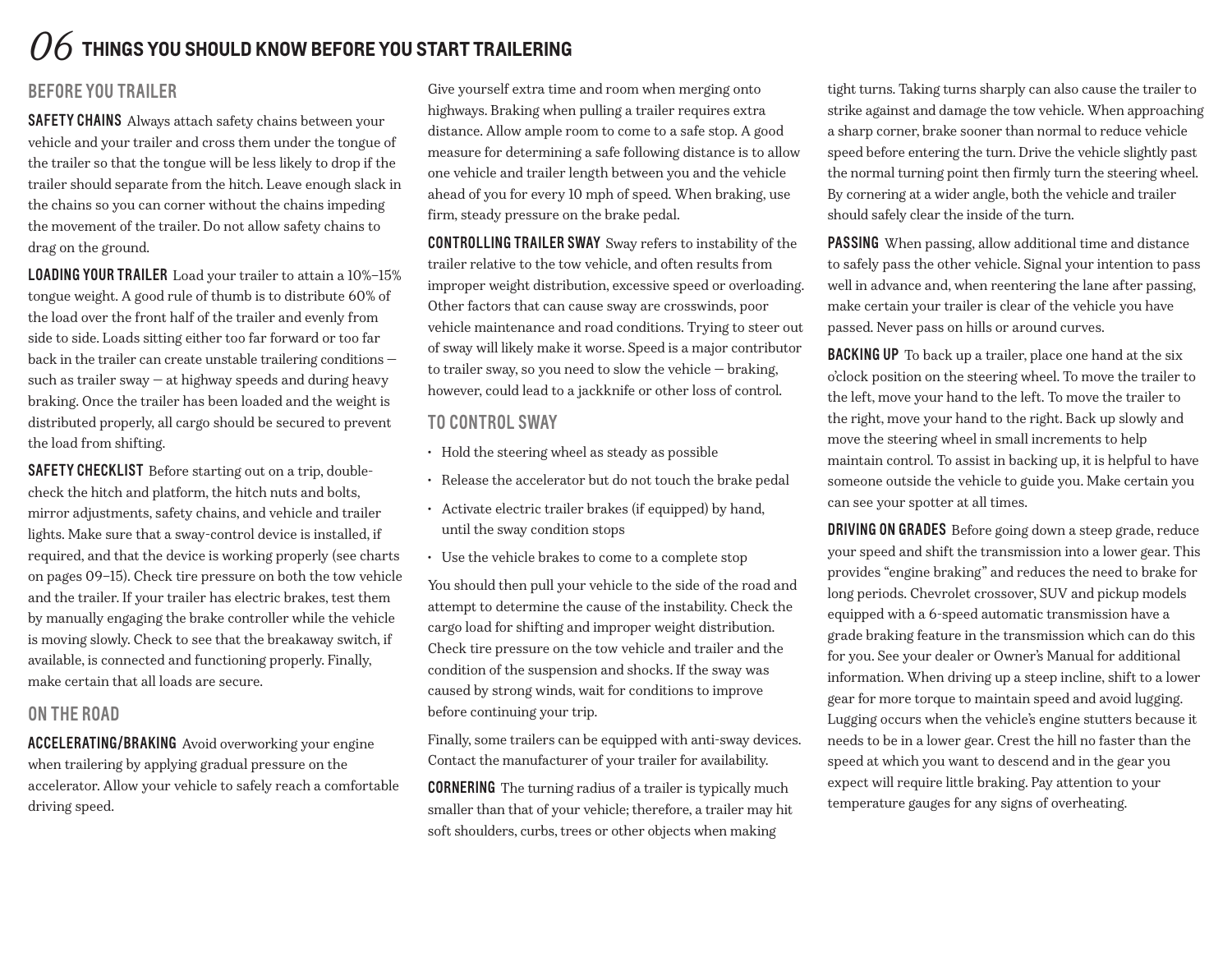# 06 THINGS YOU SHOULD KNOW BEFORE YOU START TRAILERING

## BEFORE YOU TRAILER

**SAFETY CHAINS** Always attach safety chains between your vehicle and your trailer and cross them under the tongue of the trailer so that the tongue will be less likely to drop if the trailer should separate from the hitch. Leave enough slack in the chains so you can corner without the chains impeding the movement of the trailer. Do not allow safety chains to drag on the ground.

**LOADING YOUR TRAILER** Load your trailer to attain a 10%–15% tongue weight. A good rule of thumb is to distribute 60% of the load over the front half of the trailer and evenly from side to side. Loads sitting either too far forward or too far back in the trailer can create unstable trailering conditions — such as trailer sway — at highway speeds and during heavy braking. Once the trailer has been loaded and the weight is distributed properly, all cargo should be secured to prevent the load from shifting.

**SAFETY CHECKLIST** Before starting out on a trip, double-check the hitch and platform, the hitch nuts and bolts, mirror adjustments, safety chains, and vehicle and trailer lights. Make sure that a sway-control device is installed, if required, and that the device is working properly (see charts on pages 09–15). Check tire pressure on both the tow vehicle and the trailer. If your trailer has electric brakes, test them by manually engaging the brake controller while the vehicle is moving slowly. Check to see that the breakaway switch, if available, is connected and functioning properly. Finally, make certain that all loads are secure.

## ON THE ROAD

**ACCELERATING/BRAKING** Avoid overworking your engine when trailering by applying gradual pressure on the accelerator. Allow your vehicle to safely reach a comfortable driving speed. Give yourself extra time and room when merging onto highways. Braking when pulling a trailer requires extra distance. Allow ample room to come to a safe stop. A good measure for determining a safe following distance is to allow one vehicle and trailer length between you and the vehicle ahead of you for every 10 mph of speed. When braking, use firm, steady pressure on the brake pedal.

**CONTROLLING TRAILER SWAY** Sway refers to instability of the trailer relative to the tow vehicle, and often results from improper weight distribution, excessive speed or overloading. Other factors that can cause sway are crosswinds, poor vehicle maintenance and road conditions. Trying to steer out of sway will likely make it worse. Speed is a major contributor to trailer sway, so you need to slow the vehicle — braking, however, could lead to a jackknife or other loss of control.

## TO CONTROL SWAY

- Hold the steering wheel as steady as possible
- Release the accelerator but do not touch the brake pedal
- Activate electric trailer brakes (if equipped) by hand, until the sway condition stops
- Use the vehicle brakes to come to a complete stop

You should then pull your vehicle to the side of the road and attempt to determine the cause of the instability. Check the cargo load for shifting and improper weight distribution. Check tire pressure on the tow vehicle and trailer and the condition of the suspension and shocks. If the sway was caused by strong winds, wait for conditions to improve before continuing your trip.

Finally, some trailers can be equipped with anti-sway devices. Contact the manufacturer of your trailer for availability.

**CORNERING** The turning radius of a trailer is typically much smaller than that of your vehicle; therefore, a trailer may hit soft shoulders, curbs, trees or other objects when making tight turns. Taking turns sharply can also cause the trailer to strike against and damage the tow vehicle. When approaching a sharp corner, brake sooner than normal to reduce vehicle speed before entering the turn. Drive the vehicle slightly past the normal turning point then firmly turn the steering wheel. By cornering at a wider angle, both the vehicle and trailer should safely clear the inside of the turn.

**PASSING** When passing, allow additional time and distance to safely pass the other vehicle. Signal your intention to pass well in advance and, when reentering the lane after passing, make certain your trailer is clear of the vehicle you have passed. Never pass on hills or around curves.

**BACKING UP** To back up a trailer, place one hand at the six o'clock position on the steering wheel. To move the trailer to the left, move your hand to the left. To move the trailer to the right, move your hand to the right. Back up slowly and move the steering wheel in small increments to help maintain control. To assist in backing up, it is helpful to have someone outside the vehicle to guide you. Make certain you can see your spotter at all times.

**DRIVING ON GRADES** Before going down a steep grade, reduce your speed and shift the transmission into a lower gear. This provides "engine braking" and reduces the need to brake for long periods. Chevrolet crossover, SUV and pickup models equipped with a 6-speed automatic transmission have a grade braking feature in the transmission which can do this for you. See your dealer or Owner's Manual for additional information. When driving up a steep incline, shift to a lower gear for more torque to maintain speed and avoid lugging. Lugging occurs when the vehicle's engine stutters because it needs to be in a lower gear. Crest the hill no faster than the speed at which you want to descend and in the gear you expect will require little braking. Pay attention to your temperature gauges for any signs of overheating.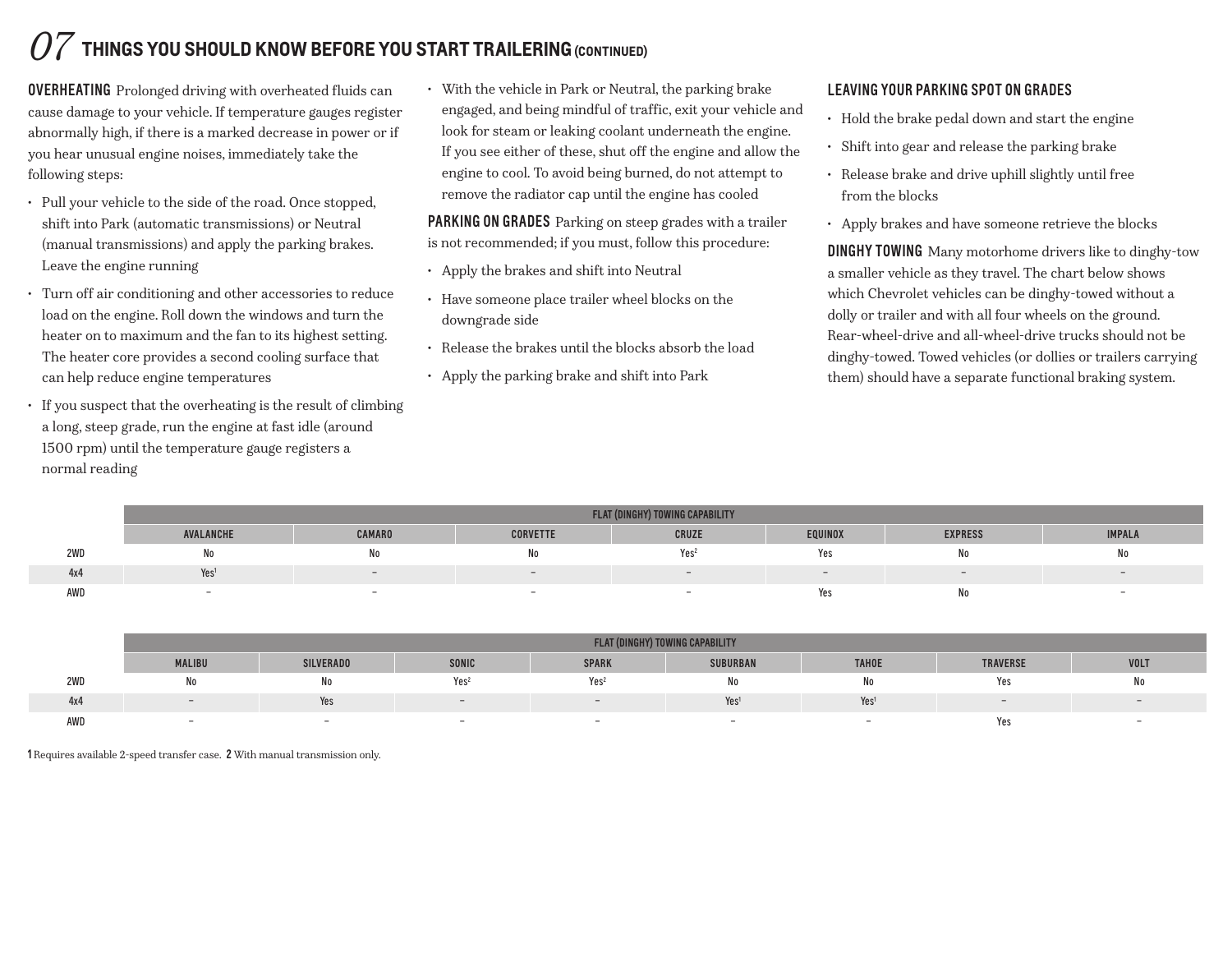# 07 THINGS YOU SHOULD KNOW BEFORE YOU START TRAILERING (CONTINUED)

**OVERHEATING** Prolonged driving with overheated fluids can cause damage to your vehicle. If temperature gauges register abnormally high, if there is a marked decrease in power or if you hear unusual engine noises, immediately take the following steps:

- Pull your vehicle to the side of the road. Once stopped, shift into Park (automatic transmissions) or Neutral (manual transmissions) and apply the parking brakes. Leave the engine running
- Turn off air conditioning and other accessories to reduce load on the engine. Roll down the windows and turn the heater on to maximum and the fan to its highest setting. The heater core provides a second cooling surface that can help reduce engine temperatures
- If you suspect that the overheating is the result of climbing a long, steep grade, run the engine at fast idle (around 1500 rpm) until the temperature gauge registers a normal reading
- With the vehicle in Park or Neutral, the parking brake engaged, and being mindful of traffic, exit your vehicle and look for steam or leaking coolant underneath the engine. If you see either of these, shut off the engine and allow the engine to cool. To avoid being burned, do not attempt to remove the radiator cap until the engine has cooled

**PARKING ON GRADES** Parking on steep grades with a trailer is not recommended; if you must, follow this procedure:

- Apply the brakes and shift into Neutral
- Have someone place trailer wheel blocks on the downgrade side
- Release the brakes until the blocks absorb the load
- Apply the parking brake and shift into Park

**LEAVING YOUR PARKING SPOT ON GRADES**

- Hold the brake pedal down and start the engine
- Shift into gear and release the parking brake
- Release brake and drive uphill slightly until free from the blocks
- Apply brakes and have someone retrieve the blocks

**DINGHY TOWING** Many motorhome drivers like to dinghy-tow a smaller vehicle as they travel. The chart below shows which Chevrolet vehicles can be dinghy-towed without a dolly or trailer and with all four wheels on the ground. Rear-wheel-drive and all-wheel-drive trucks should not be dinghy-towed. Towed vehicles (or dollies or trailers carrying them) should have a separate functional braking system.

| | FLAT (DINGHY) TOWING CAPABILITY | | | | | | |
|---|---|---|---|---|---|---|---|
| | AVALANCHE | CAMARO | CORVETTE | CRUZE | EQUINOX | EXPRESS | IMPALA |
| 2WD | No | No | No | Yes[2] | Yes | No | No |
| 4x4 | Yes[1] | – | – | – | – | – | – |
| AWD | – | – | – | – | Yes | No | – |

| | FLAT (DINGHY) TOWING CAPABILITY | | | | | | | |
|---|---|---|---|---|---|---|---|---|
| | MALIBU | SILVERADO | SONIC | SPARK | SUBURBAN | TAHOE | TRAVERSE | VOLT |
| 2WD | No | No | Yes[2] | Yes[2] | No | No | Yes | No |
| 4x4 | – | Yes | – | – | Yes[1] | Yes[1] | – | – |
| AWD | – | – | – | – | – | – | Yes | – |

**1** Requires available 2-speed transfer case. **2** With manual transmission only.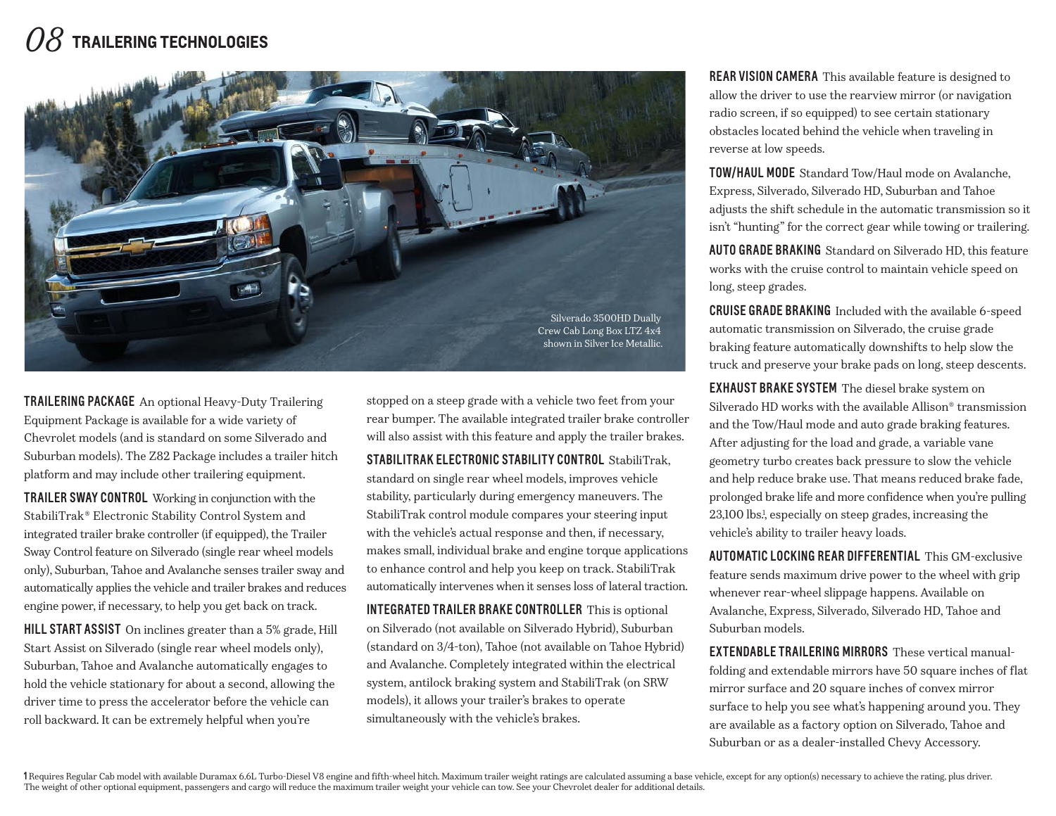# 08 TRAILERING TECHNOLOGIES

Silverado 3500HD Dually Crew Cab Long Box LTZ 4x4 shown in Silver Ice Metallic.

**TRAILERING PACKAGE** An optional Heavy-Duty Trailering Equipment Package is available for a wide variety of Chevrolet models (and is standard on some Silverado and Suburban models). The Z82 Package includes a trailer hitch platform and may include other trailering equipment.

**TRAILER SWAY CONTROL** Working in conjunction with the StabiliTrak® Electronic Stability Control System and integrated trailer brake controller (if equipped), the Trailer Sway Control feature on Silverado (single rear wheel models only), Suburban, Tahoe and Avalanche senses trailer sway and automatically applies the vehicle and trailer brakes and reduces engine power, if necessary, to help you get back on track.

**HILL START ASSIST** On inclines greater than a 5% grade, Hill Start Assist on Silverado (single rear wheel models only), Suburban, Tahoe and Avalanche automatically engages to hold the vehicle stationary for about a second, allowing the driver time to press the accelerator before the vehicle can roll backward. It can be extremely helpful when you're stopped on a steep grade with a vehicle two feet from your rear bumper. The available integrated trailer brake controller will also assist with this feature and apply the trailer brakes.

**STABILITRAK ELECTRONIC STABILITY CONTROL** StabiliTrak, standard on single rear wheel models, improves vehicle stability, particularly during emergency maneuvers. The StabiliTrak control module compares your steering input with the vehicle's actual response and then, if necessary, makes small, individual brake and engine torque applications to enhance control and help you keep on track. StabiliTrak automatically intervenes when it senses loss of lateral traction.

**INTEGRATED TRAILER BRAKE CONTROLLER** This is optional on Silverado (not available on Silverado Hybrid), Suburban (standard on 3/4-ton), Tahoe (not available on Tahoe Hybrid) and Avalanche. Completely integrated within the electrical system, antilock braking system and StabiliTrak (on SRW models), it allows your trailer's brakes to operate simultaneously with the vehicle's brakes.

**REAR VISION CAMERA** This available feature is designed to allow the driver to use the rearview mirror (or navigation radio screen, if so equipped) to see certain stationary obstacles located behind the vehicle when traveling in reverse at low speeds.

**TOW/HAUL MODE** Standard Tow/Haul mode on Avalanche, Express, Silverado, Silverado HD, Suburban and Tahoe adjusts the shift schedule in the automatic transmission so it isn't "hunting" for the correct gear while towing or trailering.

**AUTO GRADE BRAKING** Standard on Silverado HD, this feature works with the cruise control to maintain vehicle speed on long, steep grades.

**CRUISE GRADE BRAKING** Included with the available 6-speed automatic transmission on Silverado, the cruise grade braking feature automatically downshifts to help slow the truck and preserve your brake pads on long, steep descents.

**EXHAUST BRAKE SYSTEM** The diesel brake system on Silverado HD works with the available Allison® transmission and the Tow/Haul mode and auto grade braking features. After adjusting for the load and grade, a variable vane geometry turbo creates back pressure to slow the vehicle and help reduce brake use. That means reduced brake fade, prolonged brake life and more confidence when you're pulling 23,100 lbs.[1], especially on steep grades, increasing the vehicle's ability to trailer heavy loads.

**AUTOMATIC LOCKING REAR DIFFERENTIAL** This GM-exclusive feature sends maximum drive power to the wheel with grip whenever rear-wheel slippage happens. Available on Avalanche, Express, Silverado, Silverado HD, Tahoe and Suburban models.

**EXTENDABLE TRAILERING MIRRORS** These vertical manual-folding and extendable mirrors have 50 square inches of flat mirror surface and 20 square inches of convex mirror surface to help you see what's happening around you. They are available as a factory option on Silverado, Tahoe and Suburban or as a dealer-installed Chevy Accessory.

[1] Requires Regular Cab model with available Duramax 6.6L Turbo-Diesel V8 engine and fifth-wheel hitch. Maximum trailer weight ratings are calculated assuming a base vehicle, except for any option(s) necessary to achieve the rating, plus driver. The weight of other optional equipment, passengers and cargo will reduce the maximum trailer weight your vehicle can tow. See your Chevrolet dealer for additional details.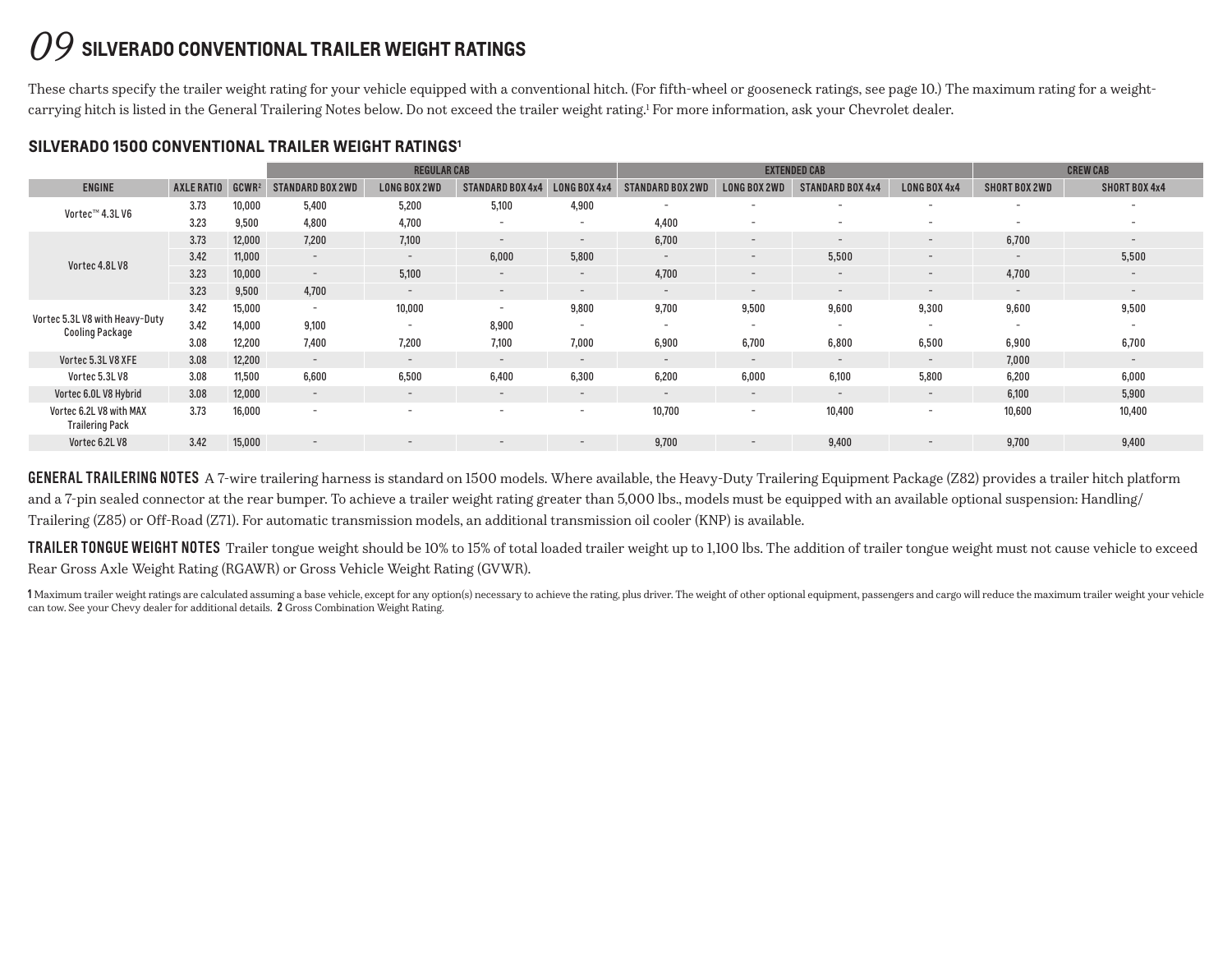# 09 SILVERADO CONVENTIONAL TRAILER WEIGHT RATINGS

These charts specify the trailer weight rating for your vehicle equipped with a conventional hitch. (For fifth-wheel or gooseneck ratings, see page 10.) The maximum rating for a weight-carrying hitch is listed in the General Trailering Notes below. Do not exceed the trailer weight rating.[1] For more information, ask your Chevrolet dealer.

## SILVERADO 1500 CONVENTIONAL TRAILER WEIGHT RATINGS[1]

| | | | REGULAR CAB | | | | EXTENDED CAB | | | | CREW CAB | |
|---|---|---|---|---|---|---|---|---|---|---|---|---|
| ENGINE | AXLE RATIO | GCWR[2] | STANDARD BOX 2WD | LONG BOX 2WD | STANDARD BOX 4x4 | LONG BOX 4x4 | STANDARD BOX 2WD | LONG BOX 2WD | STANDARD BOX 4x4 | LONG BOX 4x4 | SHORT BOX 2WD | SHORT BOX 4x4 |
| Vortec™ 4.3L V6 | 3.73 | 10,000 | 5,400 | 5,200 | 5,100 | 4,900 | - | - | - | - | - | - |
| | 3.23 | 9,500 | 4,800 | 4,700 | - | - | 4,400 | - | - | - | - | - |
| Vortec 4.8L V8 | 3.73 | 12,000 | 7,200 | 7,100 | - | - | 6,700 | - | - | - | 6,700 | - |
| | 3.42 | 11,000 | - | - | 6,000 | 5,800 | - | - | 5,500 | - | - | 5,500 |
| | 3.23 | 10,000 | - | 5,100 | - | - | 4,700 | - | - | - | 4,700 | - |
| | 3.23 | 9,500 | 4,700 | - | - | - | - | - | - | - | - | - |
| Vortec 5.3L V8 with Heavy-Duty Cooling Package | 3.42 | 15,000 | - | 10,000 | - | 9,800 | 9,700 | 9,500 | 9,600 | 9,300 | 9,600 | 9,500 |
| | 3.42 | 14,000 | 9,100 | - | 8,900 | - | - | - | - | - | - | - |
| | 3.08 | 12,200 | 7,400 | 7,200 | 7,100 | 7,000 | 6,900 | 6,700 | 6,800 | 6,500 | 6,900 | 6,700 |
| Vortec 5.3L V8 XFE | 3.08 | 12,200 | - | - | - | - | - | - | - | - | 7,000 | - |
| Vortec 5.3L V8 | 3.08 | 11,500 | 6,600 | 6,500 | 6,400 | 6,300 | 6,200 | 6,000 | 6,100 | 5,800 | 6,200 | 6,000 |
| Vortec 6.0L V8 Hybrid | 3.08 | 12,000 | - | - | - | - | - | - | - | - | 6,100 | 5,900 |
| Vortec 6.2L V8 with MAX Trailering Pack | 3.73 | 16,000 | - | - | - | - | 10,700 | - | 10,400 | - | 10,600 | 10,400 |
| Vortec 6.2L V8 | 3.42 | 15,000 | - | - | - | - | 9,700 | - | 9,400 | - | 9,700 | 9,400 |

**GENERAL TRAILERING NOTES** A 7-wire trailering harness is standard on 1500 models. Where available, the Heavy-Duty Trailering Equipment Package (Z82) provides a trailer hitch platform and a 7-pin sealed connector at the rear bumper. To achieve a trailer weight rating greater than 5,000 lbs., models must be equipped with an available optional suspension: Handling/Trailering (Z85) or Off-Road (Z71). For automatic transmission models, an additional transmission oil cooler (KNP) is available.

**TRAILER TONGUE WEIGHT NOTES** Trailer tongue weight should be 10% to 15% of total loaded trailer weight up to 1,100 lbs. The addition of trailer tongue weight must not cause vehicle to exceed Rear Gross Axle Weight Rating (RGAWR) or Gross Vehicle Weight Rating (GVWR).

**1** Maximum trailer weight ratings are calculated assuming a base vehicle, except for any option(s) necessary to achieve the rating, plus driver. The weight of other optional equipment, passengers and cargo will reduce the maximum trailer weight your vehicle can tow. See your Chevy dealer for additional details. **2** Gross Combination Weight Rating.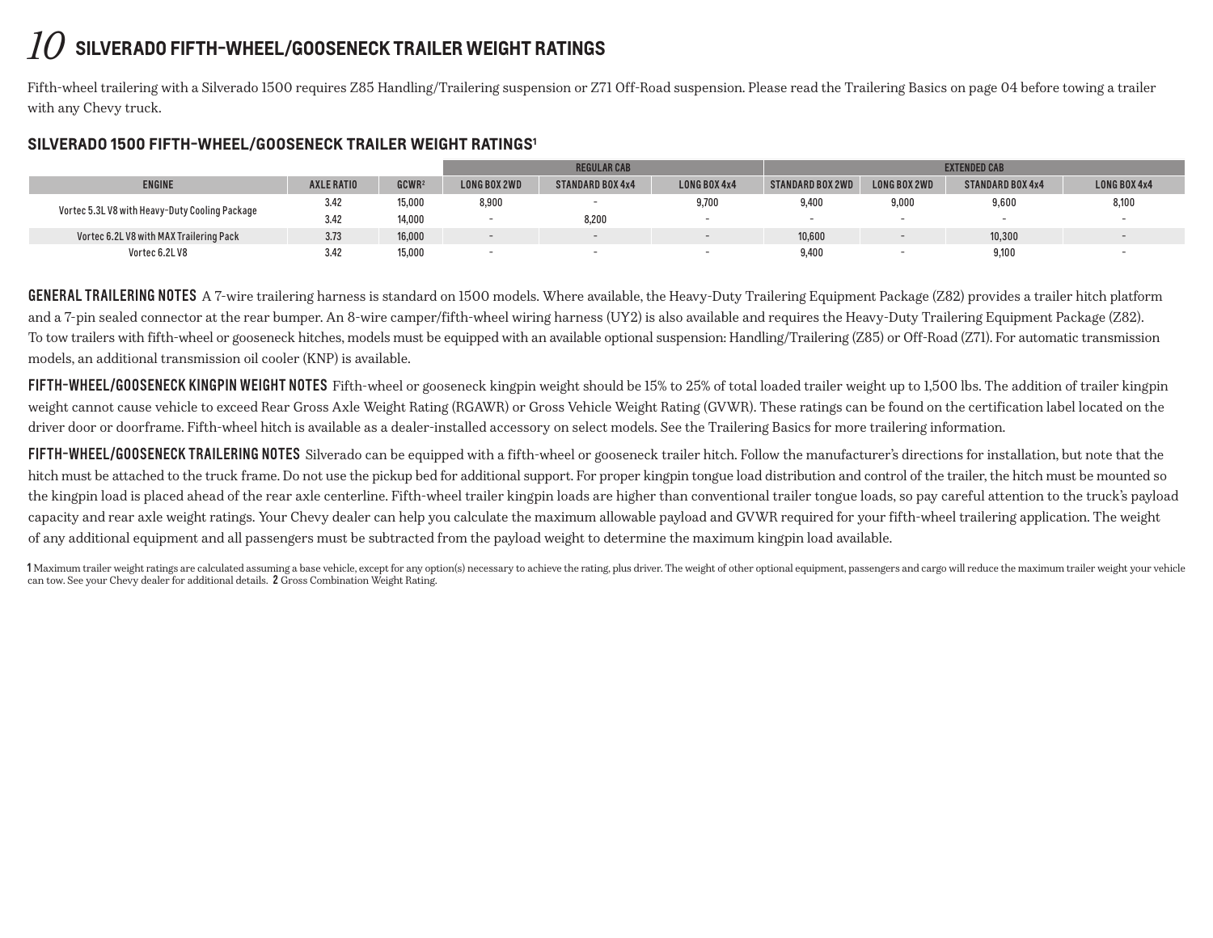# 10 SILVERADO FIFTH-WHEEL/GOOSENECK TRAILER WEIGHT RATINGS

Fifth-wheel trailering with a Silverado 1500 requires Z85 Handling/Trailering suspension or Z71 Off-Road suspension. Please read the Trailering Basics on page 04 before towing a trailer with any Chevy truck.

## SILVERADO 1500 FIFTH-WHEEL/GOOSENECK TRAILER WEIGHT RATINGS[1]

| | | | REGULAR CAB | | | EXTENDED CAB | | | |
|---|---|---|---|---|---|---|---|---|---|
| ENGINE | AXLE RATIO | GCWR[2] | LONG BOX 2WD | STANDARD BOX 4x4 | LONG BOX 4x4 | STANDARD BOX 2WD | LONG BOX 2WD | STANDARD BOX 4x4 | LONG BOX 4x4 |
| Vortec 5.3L V8 with Heavy-Duty Cooling Package | 3.42 | 15,000 | 8,900 | – | 9,700 | 9,400 | 9,000 | 9,600 | 8,100 |
| | 3.42 | 14,000 | – | 8,200 | – | – | – | – | – |
| Vortec 6.2L V8 with MAX Trailering Pack | 3.73 | 16,000 | – | – | – | 10,600 | – | 10,300 | – |
| Vortec 6.2L V8 | 3.42 | 15,000 | – | – | – | 9,400 | – | 9,100 | – |

**GENERAL TRAILERING NOTES** A 7-wire trailering harness is standard on 1500 models. Where available, the Heavy-Duty Trailering Equipment Package (Z82) provides a trailer hitch platform and a 7-pin sealed connector at the rear bumper. An 8-wire camper/fifth-wheel wiring harness (UY2) is also available and requires the Heavy-Duty Trailering Equipment Package (Z82). To tow trailers with fifth-wheel or gooseneck hitches, models must be equipped with an available optional suspension: Handling/Trailering (Z85) or Off-Road (Z71). For automatic transmission models, an additional transmission oil cooler (KNP) is available.

**FIFTH-WHEEL/GOOSENECK KINGPIN WEIGHT NOTES** Fifth-wheel or gooseneck kingpin weight should be 15% to 25% of total loaded trailer weight up to 1,500 lbs. The addition of trailer kingpin weight cannot cause vehicle to exceed Rear Gross Axle Weight Rating (RGAWR) or Gross Vehicle Weight Rating (GVWR). These ratings can be found on the certification label located on the driver door or doorframe. Fifth-wheel hitch is available as a dealer-installed accessory on select models. See the Trailering Basics for more trailering information.

**FIFTH-WHEEL/GOOSENECK TRAILERING NOTES** Silverado can be equipped with a fifth-wheel or gooseneck trailer hitch. Follow the manufacturer's directions for installation, but note that the hitch must be attached to the truck frame. Do not use the pickup bed for additional support. For proper kingpin tongue load distribution and control of the trailer, the hitch must be mounted so the kingpin load is placed ahead of the rear axle centerline. Fifth-wheel trailer kingpin loads are higher than conventional trailer tongue loads, so pay careful attention to the truck's payload capacity and rear axle weight ratings. Your Chevy dealer can help you calculate the maximum allowable payload and GVWR required for your fifth-wheel trailering application. The weight of any additional equipment and all passengers must be subtracted from the payload weight to determine the maximum kingpin load available.

**1** Maximum trailer weight ratings are calculated assuming a base vehicle, except for any option(s) necessary to achieve the rating, plus driver. The weight of other optional equipment, passengers and cargo will reduce the maximum trailer weight your vehicle can tow. See your Chevy dealer for additional details. **2** Gross Combination Weight Rating.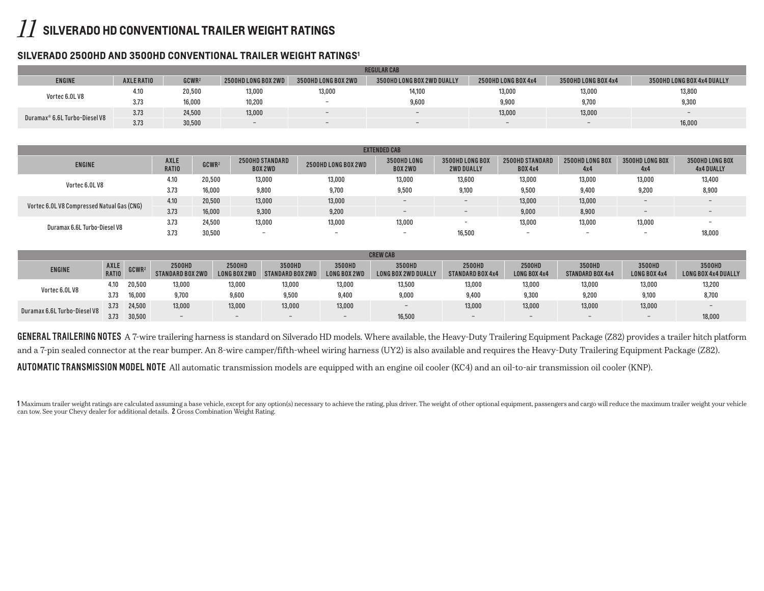# SILVERADO HD CONVENTIONAL TRAILER WEIGHT RATINGS

## SILVERADO 2500HD AND 3500HD CONVENTIONAL TRAILER WEIGHT RATINGS[1]

| REGULAR CAB | | | | | | | | |
|---|---|---|---|---|---|---|---|---|
| ENGINE | AXLE RATIO | GCWR[2] | 2500HD LONG BOX 2WD | 3500HD LONG BOX 2WD | 3500HD LONG BOX 2WD DUALLY | 2500HD LONG BOX 4x4 | 3500HD LONG BOX 4x4 | 3500HD LONG BOX 4x4 DUALLY |
| Vortec 6.0L V8 | 4.10 | 20,500 | 13,000 | 13,000 | 14,100 | 13,000 | 13,000 | 13,800 |
| | 3.73 | 16,000 | 10,200 | – | 9,600 | 9,900 | 9,700 | 9,300 |
| Duramax® 6.6L Turbo-Diesel V8 | 3.73 | 24,500 | 13,000 | – | – | 13,000 | 13,000 | – |
| | 3.73 | 30,500 | – | – | – | – | – | 16,000 |

| EXTENDED CAB | | | | | | | | | | |
|---|---|---|---|---|---|---|---|---|---|---|
| ENGINE | AXLE RATIO | GCWR[2] | 2500HD STANDARD BOX 2WD | 2500HD LONG BOX 2WD | 3500HD LONG BOX 2WD | 3500HD LONG BOX 2WD DUALLY | 2500HD STANDARD BOX 4x4 | 2500HD LONG BOX 4x4 | 3500HD LONG BOX 4x4 | 3500HD LONG BOX 4x4 DUALLY |
| Vortec 6.0L V8 | 4.10 | 20,500 | 13,000 | 13,000 | 13,000 | 13,600 | 13,000 | 13,000 | 13,000 | 13,400 |
| | 3.73 | 16,000 | 9,800 | 9,700 | 9,500 | 9,100 | 9,500 | 9,400 | 9,200 | 8,900 |
| Vortec 6.0L V8 Compressed Natual Gas (CNG) | 4.10 | 20,500 | 13,000 | 13,000 | – | – | 13,000 | 13,000 | – | – |
| | 3.73 | 16,000 | 9,300 | 9,200 | – | – | 9,000 | 8,900 | – | – |
| Duramax 6.6L Turbo-Diesel V8 | 3.73 | 24,500 | 13,000 | 13,000 | 13,000 | - | 13,000 | 13,000 | 13,000 | – |
| | 3.73 | 30,500 | – | – | – | 16,500 | – | – | – | 18,000 |

| CREW CAB | | | | | | | | | | | | |
|---|---|---|---|---|---|---|---|---|---|---|---|---|
| ENGINE | AXLE RATIO | GCWR[2] | 2500HD STANDARD BOX 2WD | 2500HD LONG BOX 2WD | 3500HD STANDARD BOX 2WD | 3500HD LONG BOX 2WD | 3500HD LONG BOX 2WD DUALLY | 2500HD STANDARD BOX 4x4 | 2500HD LONG BOX 4x4 | 3500HD STANDARD BOX 4x4 | 3500HD LONG BOX 4x4 | 3500HD LONG BOX 4x4 DUALLY |
| Vortec 6.0L V8 | 4.10 | 20,500 | 13,000 | 13,000 | 13,000 | 13,000 | 13,500 | 13,000 | 13,000 | 13,000 | 13,000 | 13,200 |
| | 3.73 | 16,000 | 9,700 | 9,600 | 9,500 | 9,400 | 9,000 | 9,400 | 9,300 | 9,200 | 9,100 | 8,700 |
| Duramax 6.6L Turbo-Diesel V8 | 3.73 | 24,500 | 13,000 | 13,000 | 13,000 | 13,000 | – | 13,000 | 13,000 | 13,000 | 13,000 | – |
| | 3.73 | 30,500 | – | – | – | – | 16,500 | – | – | – | – | 18,000 |

**GENERAL TRAILERING NOTES** A 7-wire trailering harness is standard on Silverado HD models. Where available, the Heavy-Duty Trailering Equipment Package (Z82) provides a trailer hitch platform and a 7-pin sealed connector at the rear bumper. An 8-wire camper/fifth-wheel wiring harness (UY2) is also available and requires the Heavy-Duty Trailering Equipment Package (Z82).

**AUTOMATIC TRANSMISSION MODEL NOTE** All automatic transmission models are equipped with an engine oil cooler (KC4) and an oil-to-air transmission cooler (KNP).

**1** Maximum trailer weight ratings are calculated assuming a base vehicle, except for any option(s) necessary to achieve the rating, plus driver. The weight of other optional equipment, passengers and cargo will reduce the maximum trailer weight your vehicle can tow. See your Chevy dealer for additional details. **2** Gross Combination Weight Rating.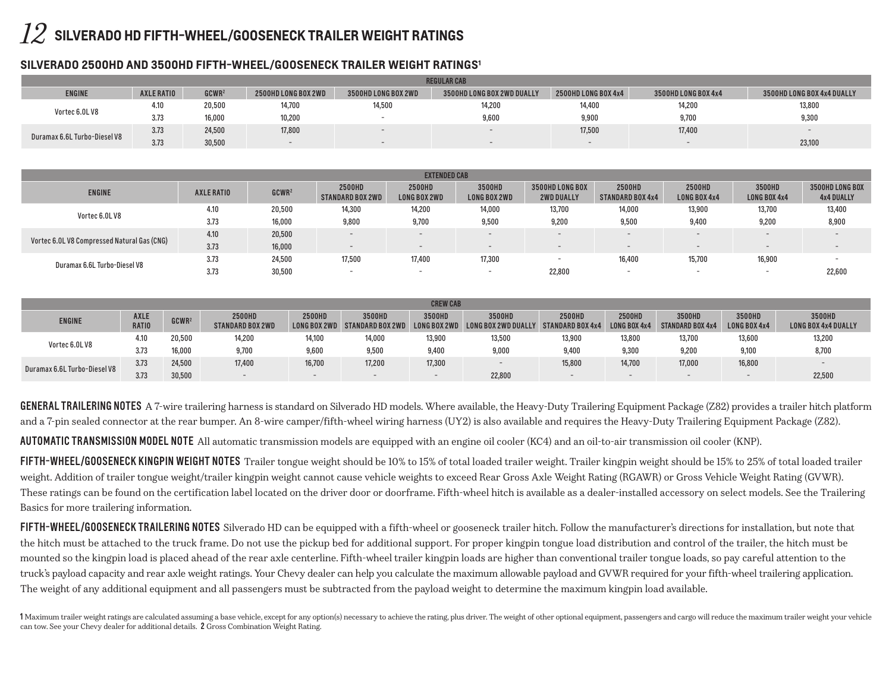# SILVERADO HD FIFTH-WHEEL/GOOSENECK TRAILER WEIGHT RATINGS

## SILVERADO 2500HD AND 3500HD FIFTH-WHEEL/GOOSENECK TRAILER WEIGHT RATINGS[1]

| REGULAR CAB | | | | | | | | | |
|---|---|---|---|---|---|---|---|---|---|
| ENGINE | AXLE RATIO | GCWR[2] | 2500HD LONG BOX 2WD | 3500HD LONG BOX 2WD | 3500HD LONG BOX 2WD DUALLY | 2500HD LONG BOX 4x4 | 3500HD LONG BOX 4x4 | 3500HD LONG BOX 4x4 DUALLY |
| Vortec 6.0L V8 | 4.10 | 20,500 | 14,700 | 14,500 | 14,200 | 14,400 | 14,200 | 13,800 |
| | 3.73 | 16,000 | 10,200 | – | 9,600 | 9,900 | 9,700 | 9,300 |
| Duramax 6.6L Turbo-Diesel V8 | 3.73 | 24,500 | 17,800 | – | – | 17,500 | 17,400 | – |
| | 3.73 | 30,500 | – | – | – | – | – | 23,100 |

| EXTENDED CAB | | | | | | | | | | | |
|---|---|---|---|---|---|---|---|---|---|---|---|
| ENGINE | AXLE RATIO | GCWR[2] | 2500HD STANDARD BOX 2WD | 2500HD LONG BOX 2WD | 3500HD LONG BOX 2WD | 3500HD LONG BOX 2WD DUALLY | 2500HD STANDARD BOX 4x4 | 2500HD LONG BOX 4x4 | 3500HD LONG BOX 4x4 | 3500HD LONG BOX 4x4 DUALLY |
| Vortec 6.0L V8 | 4.10 | 20,500 | 14,300 | 14,200 | 14,000 | 13,700 | 14,000 | 13,900 | 13,700 | 13,400 |
| | 3.73 | 16,000 | 9,800 | 9,700 | 9,500 | 9,200 | 9,500 | 9,400 | 9,200 | 8,900 |
| Vortec 6.0L V8 Compressed Natural Gas (CNG) | 4.10 | 20,500 | – | – | – | – | – | – | – | – |
| | 3.73 | 16,000 | – | – | – | – | – | – | – | – |
| Duramax 6.6L Turbo-Diesel V8 | 3.73 | 24,500 | 17,500 | 17,400 | 17,300 | – | 16,400 | 15,700 | 16,900 | – |
| | 3.73 | 30,500 | – | – | – | 22,800 | – | – | – | 22,600 |

| CREW CAB | | | | | | | | | | | | |
|---|---|---|---|---|---|---|---|---|---|---|---|---|
| ENGINE | AXLE RATIO | GCWR[2] | 2500HD STANDARD BOX 2WD | 2500HD LONG BOX 2WD | 3500HD STANDARD BOX 2WD | 3500HD LONG BOX 2WD | 3500HD LONG BOX 2WD DUALLY | 2500HD STANDARD BOX 4x4 | 2500HD LONG BOX 4x4 | 3500HD STANDARD BOX 4x4 | 3500HD LONG BOX 4x4 | 3500HD LONG BOX 4x4 DUALLY |
| Vortec 6.0L V8 | 4.10 | 20,500 | 14,200 | 14,100 | 14,000 | 13,900 | 13,500 | 13,900 | 13,800 | 13,700 | 13,600 | 13,200 |
| | 3.73 | 16,000 | 9,700 | 9,600 | 9,500 | 9,400 | 9,000 | 9,400 | 9,300 | 9,200 | 9,100 | 8,700 |
| Duramax 6.6L Turbo-Diesel V8 | 3.73 | 24,500 | 17,400 | 16,700 | 17,200 | 17,300 | – | 15,800 | 14,700 | 17,000 | 16,800 | – |
| | 3.73 | 30,500 | – | – | – | – | 22,800 | – | – | – | – | 22,500 |

**GENERAL TRAILERING NOTES** A 7-wire trailering harness is standard on Silverado HD models. Where available, the Heavy-Duty Trailering Equipment Package (Z82) provides a trailer hitch platform and a 7-pin sealed connector at the rear bumper. An 8-wire camper/fifth-wheel wiring harness (UY2) is also available and requires the Heavy-Duty Trailering Equipment Package (Z82).

**AUTOMATIC TRANSMISSION MODEL NOTE** All automatic transmission models are equipped with an engine oil cooler (KC4) and an oil-to-air transmission oil cooler (KNP).

**FIFTH-WHEEL/GOOSENECK KINGPIN WEIGHT NOTES** Trailer tongue weight should be 10% to 15% of total loaded trailer weight. Trailer kingpin weight should be 15% to 25% of total loaded trailer weight. Addition of trailer tongue weight/trailer kingpin weight cannot cause vehicle weights to exceed Rear Gross Axle Weight Rating (RGAWR) or Gross Vehicle Weight Rating (GVWR). These ratings can be found on the certification label located on the driver door or doorframe. Fifth-wheel hitch is available as a dealer-installed accessory on select models. See the Trailering Basics for more trailering information.

**FIFTH-WHEEL/GOOSENECK TRAILERING NOTES** Silverado HD can be equipped with a fifth-wheel or gooseneck trailer hitch. Follow the manufacturer's directions for installation, but note that the hitch must be attached to the truck frame. Do not use the pickup bed for additional support. For proper kingpin tongue load distribution and control of the trailer, the hitch must be mounted so the kingpin load is placed ahead of the rear axle centerline. Fifth-wheel trailer kingpin loads are higher than conventional trailer tongue loads, so pay careful attention to the truck's payload capacity and rear axle weight ratings. Your Chevy dealer can help you calculate the maximum allowable payload and GVWR required for your fifth-wheel trailering application. The weight of any additional equipment and all passengers must be subtracted from the payload weight to determine the maximum kingpin load available.

**1** Maximum trailer weight ratings are calculated assuming a base vehicle, except for any option(s) necessary to achieve the rating, plus driver. The weight of other optional equipment, passengers and cargo will reduce the maximum trailer weight your vehicle can tow. See your Chevy dealer for additional details. **2** Gross Combination Weight Rating.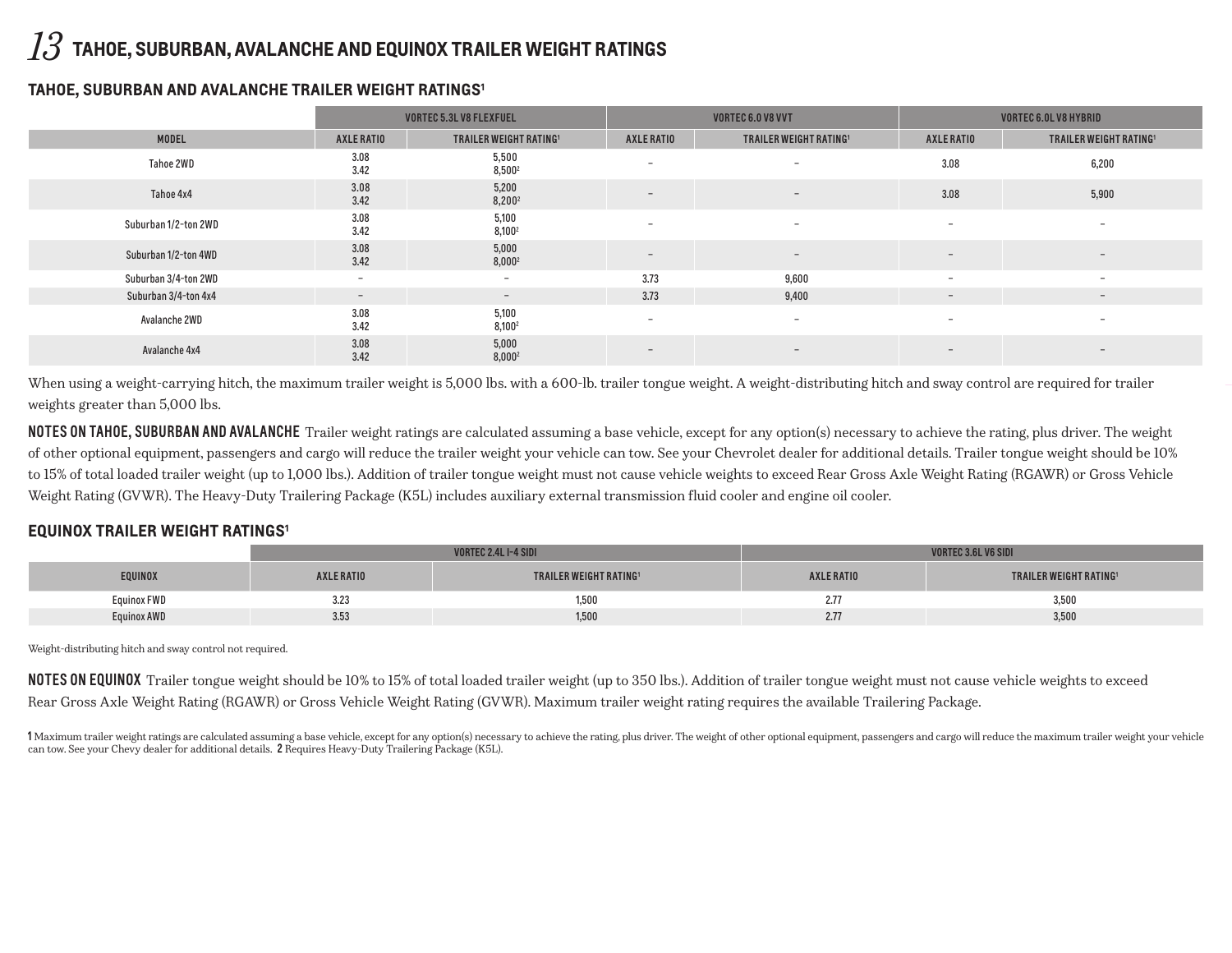# 13 TAHOE, SUBURBAN, AVALANCHE AND EQUINOX TRAILER WEIGHT RATINGS

## TAHOE, SUBURBAN AND AVALANCHE TRAILER WEIGHT RATINGS[1]

| | VORTEC 5.3L V8 FLEXFUEL | | VORTEC 6.0 V8 VVT | | VORTEC 6.0L V8 HYBRID | |
|---|---|---|---|---|---|---|
| MODEL | AXLE RATIO | TRAILER WEIGHT RATING[1] | AXLE RATIO | TRAILER WEIGHT RATING[1] | AXLE RATIO | TRAILER WEIGHT RATING[1] |
| Tahoe 2WD | 3.08<br>3.42 | 5,500<br>8,500[2] | – | – | 3.08 | 6,200 |
| Tahoe 4x4 | 3.08<br>3.42 | 5,200<br>8,200[2] | – | – | 3.08 | 5,900 |
| Suburban 1/2-ton 2WD | 3.08<br>3.42 | 5,100<br>8,100[2] | – | – | – | – |
| Suburban 1/2-ton 4WD | 3.08<br>3.42 | 5,000<br>8,000[2] | – | – | – | – |
| Suburban 3/4-ton 2WD | – | – | 3.73 | 9,600 | – | – |
| Suburban 3/4-ton 4x4 | – | – | 3.73 | 9,400 | – | – |
| Avalanche 2WD | 3.08<br>3.42 | 5,100<br>8,100[2] | – | – | – | – |
| Avalanche 4x4 | 3.08<br>3.42 | 5,000<br>8,000[2] | – | – | – | – |

When using a weight-carrying hitch, the maximum trailer weight is 5,000 lbs. with a 600-lb. trailer tongue weight. A weight-distributing hitch and sway control are required for trailer weights greater than 5,000 lbs.

**NOTES ON TAHOE, SUBURBAN AND AVALANCHE** Trailer weight ratings are calculated assuming a base vehicle, except for any option(s) necessary to achieve the rating, plus driver. The weight of other optional equipment, passengers and cargo will reduce the trailer weight your vehicle can tow. See your Chevrolet dealer for additional details. Trailer tongue weight should be 10% to 15% of total loaded trailer weight (up to 1,000 lbs.). Addition of trailer tongue weight must not cause vehicle weights to exceed Rear Gross Axle Weight Rating (RGAWR) or Gross Vehicle Weight Rating (GVWR). The Heavy-Duty Trailering Package (K5L) includes auxiliary external transmission fluid cooler and engine oil cooler.

## EQUINOX TRAILER WEIGHT RATINGS[1]

| | VORTEC 2.4L I-4 SIDI | | VORTEC 3.6L V6 SIDI | |
|---|---|---|---|---|
| EQUINOX | AXLE RATIO | TRAILER WEIGHT RATING[1] | AXLE RATIO | TRAILER WEIGHT RATING[1] |
| Equinox FWD | 3.23 | 1,500 | 2.77 | 3,500 |
| Equinox AWD | 3.53 | 1,500 | 2.77 | 3,500 |

Weight-distributing hitch and sway control not required.

**NOTES ON EQUINOX** Trailer tongue weight should be 10% to 15% of total loaded trailer weight (up to 350 lbs.). Addition of trailer tongue weight must not cause vehicle weights to exceed Rear Gross Axle Weight Rating (RGAWR) or Gross Vehicle Weight Rating (GVWR). Maximum trailer weight rating requires the available Trailering Package.

**1** Maximum trailer weight ratings are calculated assuming a base vehicle, except for any option(s) necessary to achieve the rating, plus driver. The weight of other optional equipment, passengers and cargo will reduce the maximum trailer weight your vehicle can tow. See your Chevy dealer for additional details. **2** Requires Heavy-Duty Trailering Package (K5L).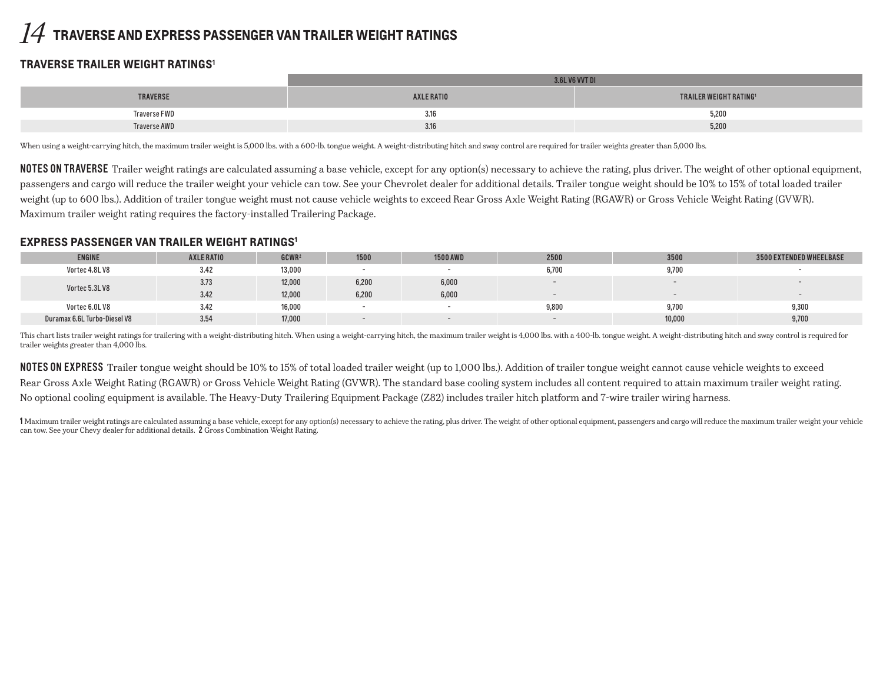# TRAVERSE AND EXPRESS PASSENGER VAN TRAILER WEIGHT RATINGS

## TRAVERSE TRAILER WEIGHT RATINGS[1]

| | 3.6L V6 VVT DI | |
|---|---|---|
| TRAVERSE | AXLE RATIO | TRAILER WEIGHT RATING[1] |
| Traverse FWD | 3.16 | 5,200 |
| Traverse AWD | 3.16 | 5,200 |

When using a weight-carrying hitch, the maximum trailer weight is 5,000 lbs. with a 600-lb. tongue weight. A weight-distributing hitch and sway control are required for trailer weights greater than 5,000 lbs.

**NOTES ON TRAVERSE** Trailer weight ratings are calculated assuming a base vehicle, except for any option(s) necessary to achieve the rating, plus driver. The weight of other optional equipment, passengers and cargo will reduce the trailer weight your vehicle can tow. See your Chevrolet dealer for additional details. Trailer tongue weight should be 10% to 15% of total loaded trailer weight (up to 600 lbs.). Addition of trailer tongue weight must not cause vehicle weights to exceed Rear Gross Axle Weight Rating (RGAWR) or Gross Vehicle Weight Rating (GVWR). Maximum trailer weight rating requires the factory-installed Trailering Package.

## EXPRESS PASSENGER VAN TRAILER WEIGHT RATINGS[1]

| ENGINE | AXLE RATIO | GCWR[2] | 1500 | 1500 AWD | 2500 | 3500 | 3500 EXTENDED WHEELBASE |
|---|---|---|---|---|---|---|---|
| Vortec 4.8L V8 | 3.42 | 13,000 | – | – | 6,700 | 9,700 | – |
| Vortec 5.3L V8 | 3.73 | 12,000 | 6,200 | 6,000 | – | – | – |
| | 3.42 | 12,000 | 6,200 | 6,000 | – | – | – |
| Vortec 6.0L V8 | 3.42 | 16,000 | – | – | 9,800 | 9,700 | 9,300 |
| Duramax 6.6L Turbo-Diesel V8 | 3.54 | 17,000 | – | – | – | 10,000 | 9,700 |

This chart lists trailer weight ratings for trailering with a weight-distributing hitch. When using a weight-carrying hitch, the maximum trailer weight is 4,000 lbs. with a 400-lb. tongue weight. A weight-distributing hitch and sway control is required for trailer weights greater than 4,000 lbs.

**NOTES ON EXPRESS** Trailer tongue weight should be 10% to 15% of total loaded trailer weight (up to 1,000 lbs.). Addition of trailer tongue weight cannot cause vehicle weights to exceed Rear Gross Axle Weight Rating (RGAWR) or Gross Vehicle Weight Rating (GVWR). The standard base cooling system includes all content required to attain maximum trailer weight rating. No optional cooling equipment is available. The Heavy-Duty Trailering Equipment Package (Z82) includes trailer hitch platform and 7-wire trailer wiring harness.

**1** Maximum trailer weight ratings are calculated assuming a base vehicle, except for any option(s) necessary to achieve the rating, plus driver. The weight of other optional equipment, passengers and cargo will reduce the maximum trailer weight your vehicle can tow. See your Chevy dealer for additional details. **2** Gross Combination Weight Rating.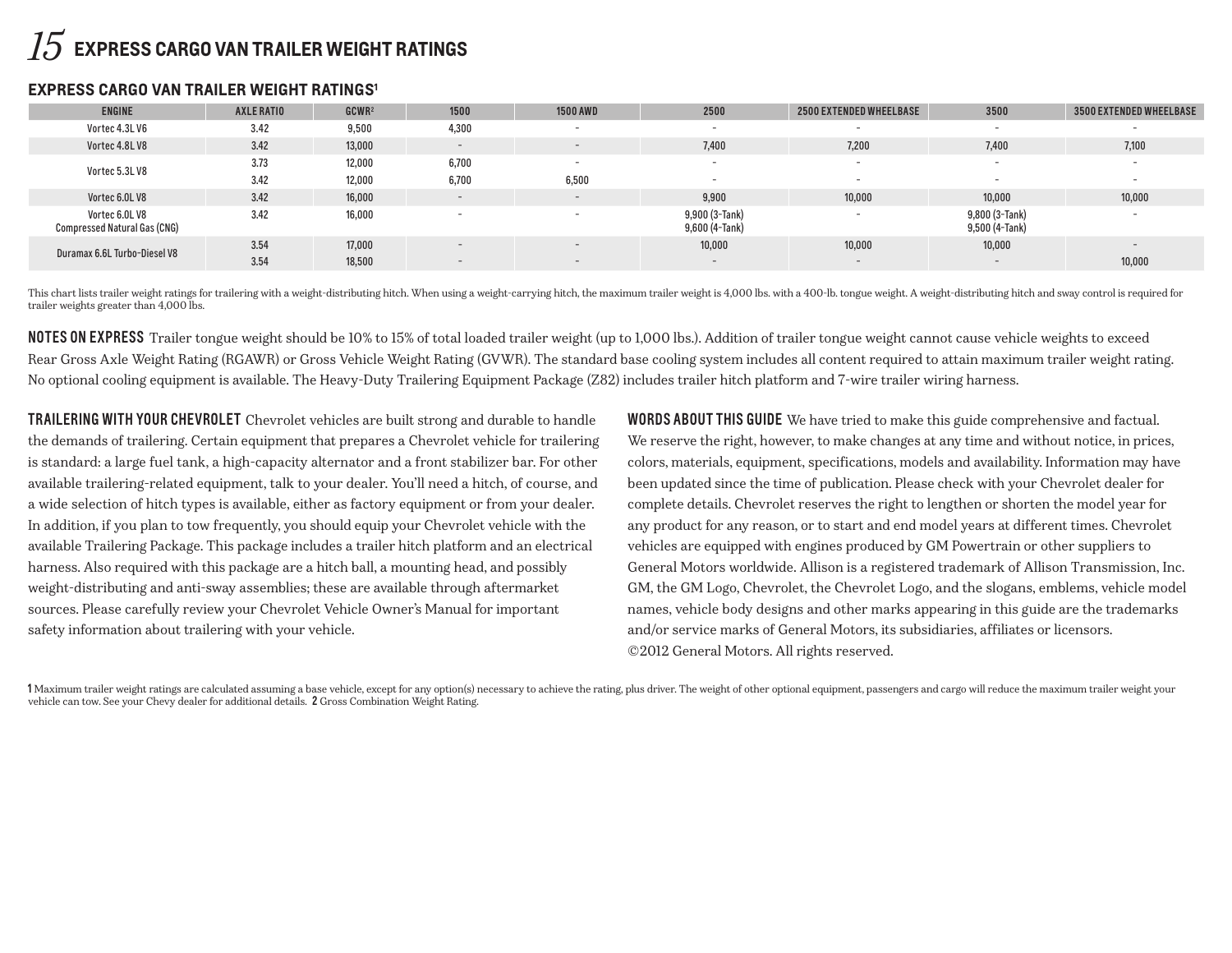# 15 EXPRESS CARGO VAN TRAILER WEIGHT RATINGS

## EXPRESS CARGO VAN TRAILER WEIGHT RATINGS[1]

| ENGINE | AXLE RATIO | GCWR[2] | 1500 | 1500 AWD | 2500 | 2500 EXTENDED WHEELBASE | 3500 | 3500 EXTENDED WHEELBASE |
|---|---|---|---|---|---|---|---|---|
| Vortec 4.3L V6 | 3.42 | 9,500 | 4,300 | – | – | – | – | – |
| Vortec 4.8L V8 | 3.42 | 13,000 | – | – | 7,400 | 7,200 | 7,400 | 7,100 |
| Vortec 5.3L V8 | 3.73 | 12,000 | 6,700 | – | – | – | – | – |
| | 3.42 | 12,000 | 6,700 | 6,500 | – | – | – | – |
| Vortec 6.0L V8 | 3.42 | 16,000 | – | – | 9,900 | 10,000 | 10,000 | 10,000 |
| Vortec 6.0L V8 Compressed Natural Gas (CNG) | 3.42 | 16,000 | – | – | 9,900 (3-Tank) 9,600 (4-Tank) | – | 9,800 (3-Tank) 9,500 (4-Tank) | – |
| Duramax 6.6L Turbo-Diesel V8 | 3.54 | 17,000 | – | – | 10,000 | 10,000 | 10,000 | – |
| | 3.54 | 18,500 | – | – | – | – | – | 10,000 |

This chart lists trailer weight ratings for trailering with a weight-distributing hitch. When using a weight-carrying hitch, the maximum trailer weight is 4,000 lbs. with a 400-lb. tongue weight. A weight-distributing hitch and sway control is required for trailer weights greater than 4,000 lbs.

**NOTES ON EXPRESS** Trailer tongue weight should be 10% to 15% of total loaded trailer weight (up to 1,000 lbs.). Addition of trailer tongue weight cannot cause vehicle weights to exceed Rear Gross Axle Weight Rating (RGAWR) or Gross Vehicle Weight Rating (GVWR). The standard base cooling system includes all content required to attain maximum trailer weight rating. No optional cooling equipment is available. The Heavy-Duty Trailering Equipment Package (Z82) includes trailer hitch platform and 7-wire trailer wiring harness.

**TRAILERING WITH YOUR CHEVROLET** Chevrolet vehicles are built strong and durable to handle the demands of trailering. Certain equipment that prepares a Chevrolet vehicle for trailering is standard: a large fuel tank, a high-capacity alternator and a front stabilizer bar. For other available trailering-related equipment, talk to your dealer. You'll need a hitch, of course, and a wide selection of hitch types is available, either as factory equipment or from your dealer. In addition, if you plan to tow frequently, you should equip your Chevrolet vehicle with the available Trailering Package. This package includes a trailer hitch platform and an electrical harness. Also required with this package are a hitch ball, a mounting head, and possibly weight-distributing and anti-sway assemblies; these are available through aftermarket sources. Please carefully review your Chevrolet Vehicle Owner's Manual for important safety information about trailering with your vehicle.

**WORDS ABOUT THIS GUIDE** We have tried to make this guide comprehensive and factual. We reserve the right, however, to make changes at any time and without notice, in prices, colors, materials, equipment, specifications, models and availability. Information may have been updated since the time of publication. Please check with your Chevrolet dealer for complete details. Chevrolet reserves the right to lengthen or shorten the model year for any product for any reason, or to start and end model years at different times. Chevrolet vehicles are equipped with engines produced by GM Powertrain or other suppliers to General Motors worldwide. Allison is a registered trademark of Allison Transmission, Inc. GM, the GM Logo, Chevrolet, the Chevrolet Logo, and the slogans, emblems, vehicle model names, vehicle body designs and other marks appearing in this guide are the trademarks and/or service marks of General Motors, its subsidiaries, affiliates or licensors. ©2012 General Motors. All rights reserved.

**1** Maximum trailer weight ratings are calculated assuming a base vehicle, except for any option(s) necessary to achieve the rating, plus driver. The weight of other optional equipment, passengers and cargo will reduce the maximum trailer weight your vehicle can tow. See your Chevy dealer for additional details. **2** Gross Combination Weight Rating.